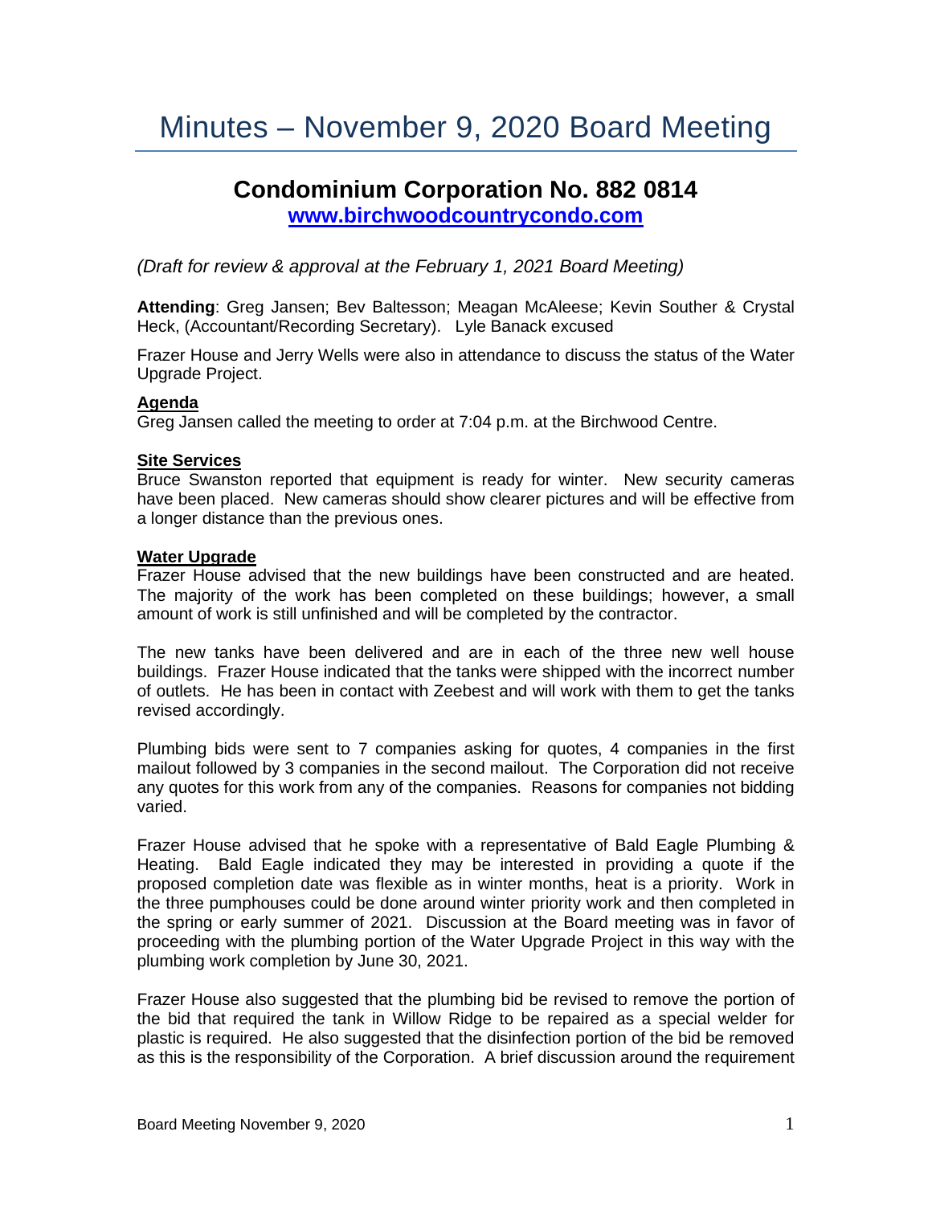# Minutes – November 9, 2020 Board Meeting

## Condominium Corporation No. 882 0814

**www.birchwoodcountrycondo.com**

*(Draft for review & approval at the February 1, 2021 Board Meeting)*

**Attending**: Greg Jansen; Bev Baltesson; Meagan McAleese; Kevin Souther & Crystal Heck, (Accountant/Recording Secretary). Lyle Banack excused

Frazer House and Jerry Wells were also in attendance to discuss the status of the Water Upgrade Project.

### Agenda

Greg Jansen called the meeting to order at 7:04 p.m. at the Birchwood Centre.

### Site Services

Bruce Swanston reported that equipment is ready for winter. New security cameras have been placed. New cameras should show clearer pictures and will be effective from a longer distance than the previous ones.

### Water Upgrade

Frazer House advised that the new buildings have been constructed and are heated. The majority of the work has been completed on these buildings; however, a small amount of work is still unfinished and will be completed by the contractor.

The new tanks have been delivered and are in each of the three new well house buildings. Frazer House indicated that the tanks were shipped with the incorrect number of outlets. He has been in contact with Zeebest and will work with them to get the tanks revised accordingly.

Plumbing bids were sent to 7 companies asking for quotes, 4 companies in the first mailout followed by 3 companies in the second mailout. The Corporation did not receive any quotes for this work from any of the companies. Reasons for companies not bidding varied.

Frazer House advised that he spoke with a representative of Bald Eagle Plumbing & Heating. Bald Eagle indicated they may be interested in providing a quote if the proposed completion date was flexible as in winter months, heat is a priority. Work in the three pumphouses could be done around winter priority work and then completed in the spring or early summer of 2021. Discussion at the Board meeting was in favor of proceeding with the plumbing portion of the Water Upgrade Project in this way with the plumbing work completion by June 30, 2021.

Frazer House also suggested that the plumbing bid be revised to remove the portion of the bid that required the tank in Willow Ridge to be repaired as a special welder for plastic is required. He also suggested that the disinfection portion of the bid be removed as this is the responsibility of the Corporation. A brief discussion around the requirement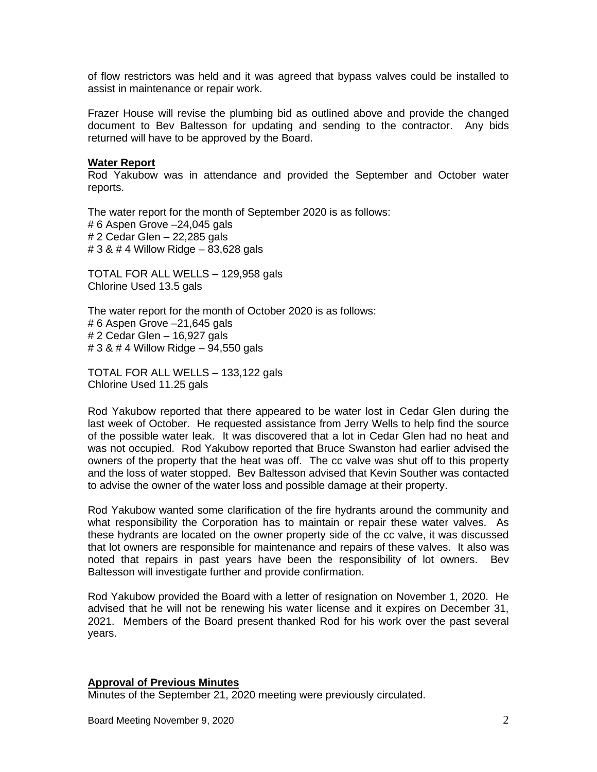of flow restrictors was held and it was agreed that bypass valves could be installed to assist in maintenance or repair work.

Frazer House will revise the plumbing bid as outlined above and provide the changed document to Bev Baltesson for updating and sending to the contractor. Any bids returned will have to be approved by the Board.

**Water Report**

Rod Yakubow was in attendance and provided the September and October water reports.

The water report for the month of September 2020 is as follows:
# 6 Aspen Grove –24,045 gals
# 2 Cedar Glen – 22,285 gals
# 3 & # 4 Willow Ridge – 83,628 gals

TOTAL FOR ALL WELLS – 129,958 gals
Chlorine Used 13.5 gals

The water report for the month of October 2020 is as follows:
# 6 Aspen Grove –21,645 gals
# 2 Cedar Glen – 16,927 gals
# 3 & # 4 Willow Ridge – 94,550 gals

TOTAL FOR ALL WELLS – 133,122 gals
Chlorine Used 11.25 gals

Rod Yakubow reported that there appeared to be water lost in Cedar Glen during the last week of October. He requested assistance from Jerry Wells to help find the source of the possible water leak. It was discovered that a lot in Cedar Glen had no heat and was not occupied. Rod Yakubow reported that Bruce Swanston had earlier advised the owners of the property that the heat was off. The cc valve was shut off to this property and the loss of water stopped. Bev Baltesson advised that Kevin Souther was contacted to advise the owner of the water loss and possible damage at their property.

Rod Yakubow wanted some clarification of the fire hydrants around the community and what responsibility the Corporation has to maintain or repair these water valves. As these hydrants are located on the owner property side of the cc valve, it was discussed that lot owners are responsible for maintenance and repairs of these valves. It also was noted that repairs in past years have been the responsibility of lot owners. Bev Baltesson will investigate further and provide confirmation.

Rod Yakubow provided the Board with a letter of resignation on November 1, 2020. He advised that he will not be renewing his water license and it expires on December 31, 2021. Members of the Board present thanked Rod for his work over the past several years.

**Approval of Previous Minutes**

Minutes of the September 21, 2020 meeting were previously circulated.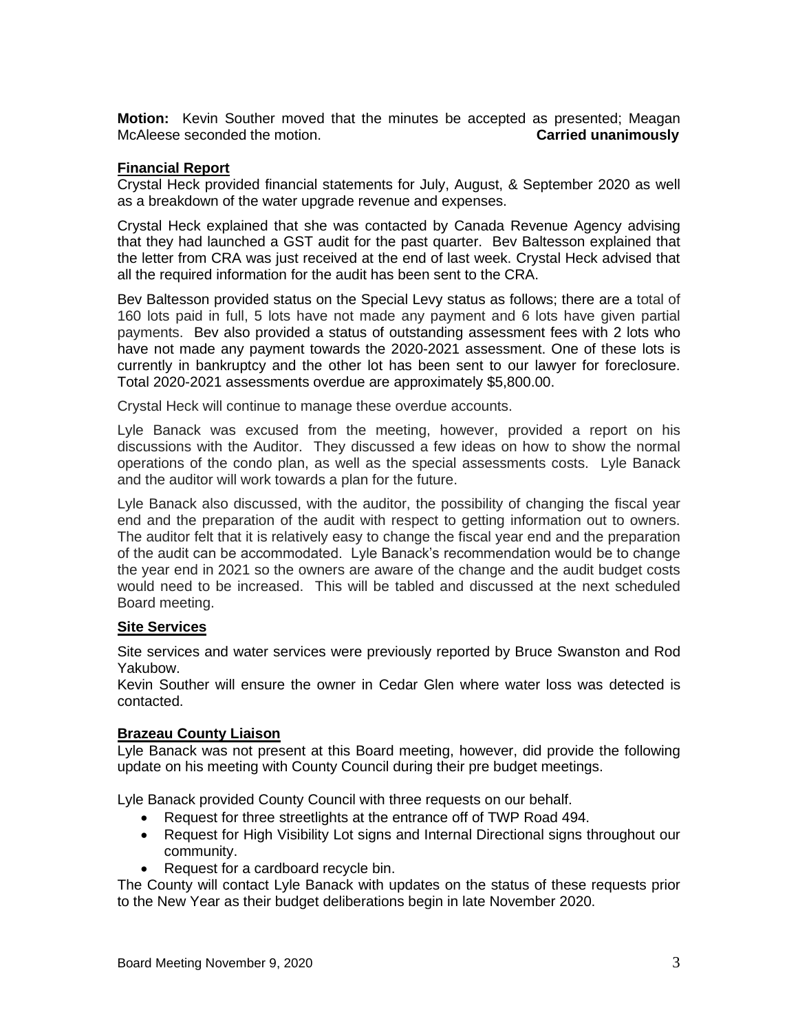**Motion:** Kevin Souther moved that the minutes be accepted as presented; Meagan McAleese seconded the motion. **Carried unanimously**

## Financial Report

Crystal Heck provided financial statements for July, August, & September 2020 as well as a breakdown of the water upgrade revenue and expenses.

Crystal Heck explained that she was contacted by Canada Revenue Agency advising that they had launched a GST audit for the past quarter. Bev Baltesson explained that the letter from CRA was just received at the end of last week. Crystal Heck advised that all the required information for the audit has been sent to the CRA.

Bev Baltesson provided status on the Special Levy status as follows; there are a total of 160 lots paid in full, 5 lots have not made any payment and 6 lots have given partial payments. Bev also provided a status of outstanding assessment fees with 2 lots who have not made any payment towards the 2020-2021 assessment. One of these lots is currently in bankruptcy and the other lot has been sent to our lawyer for foreclosure. Total 2020-2021 assessments overdue are approximately $5,800.00.

Crystal Heck will continue to manage these overdue accounts.

Lyle Banack was excused from the meeting, however, provided a report on his discussions with the Auditor. They discussed a few ideas on how to show the normal operations of the condo plan, as well as the special assessments costs. Lyle Banack and the auditor will work towards a plan for the future.

Lyle Banack also discussed, with the auditor, the possibility of changing the fiscal year end and the preparation of the audit with respect to getting information out to owners. The auditor felt that it is relatively easy to change the fiscal year end and the preparation of the audit can be accommodated. Lyle Banack's recommendation would be to change the year end in 2021 so the owners are aware of the change and the audit budget costs would need to be increased. This will be tabled and discussed at the next scheduled Board meeting.

## Site Services

Site services and water services were previously reported by Bruce Swanston and Rod Yakubow.

Kevin Souther will ensure the owner in Cedar Glen where water loss was detected is contacted.

## Brazeau County Liaison

Lyle Banack was not present at this Board meeting, however, did provide the following update on his meeting with County Council during their pre budget meetings.

Lyle Banack provided County Council with three requests on our behalf.

- Request for three streetlights at the entrance off of TWP Road 494.
- Request for High Visibility Lot signs and Internal Directional signs throughout our community.
- Request for a cardboard recycle bin.

The County will contact Lyle Banack with updates on the status of these requests prior to the New Year as their budget deliberations begin in late November 2020.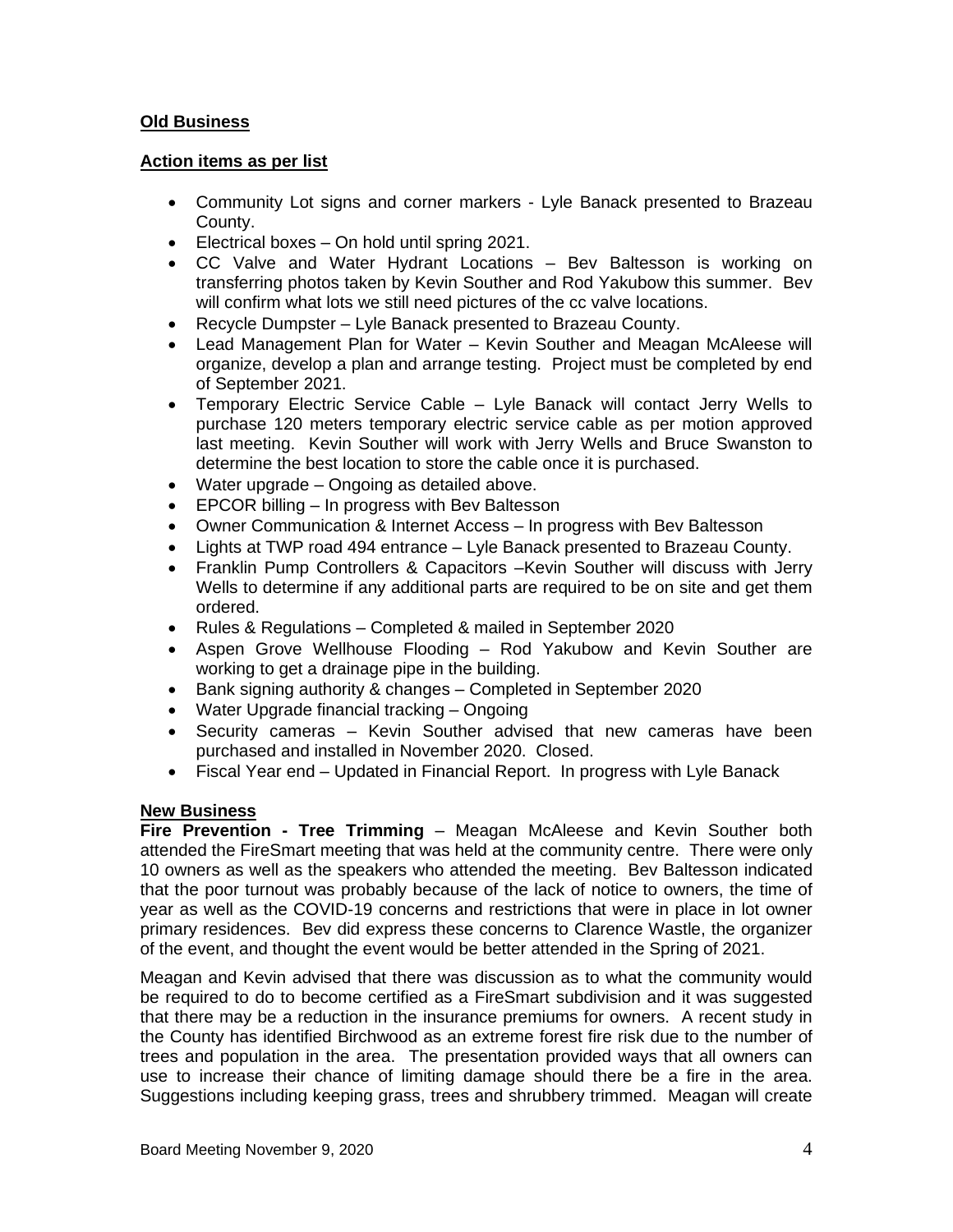**Old Business**

**Action items as per list**

- Community Lot signs and corner markers - Lyle Banack presented to Brazeau County.
- Electrical boxes – On hold until spring 2021.
- CC Valve and Water Hydrant Locations – Bev Baltesson is working on transferring photos taken by Kevin Souther and Rod Yakubow this summer. Bev will confirm what lots we still need pictures of the cc valve locations.
- Recycle Dumpster – Lyle Banack presented to Brazeau County.
- Lead Management Plan for Water – Kevin Souther and Meagan McAleese will organize, develop a plan and arrange testing. Project must be completed by end of September 2021.
- Temporary Electric Service Cable – Lyle Banack will contact Jerry Wells to purchase 120 meters temporary electric service cable as per motion approved last meeting. Kevin Souther will work with Jerry Wells and Bruce Swanston to determine the best location to store the cable once it is purchased.
- Water upgrade – Ongoing as detailed above.
- EPCOR billing – In progress with Bev Baltesson
- Owner Communication & Internet Access – In progress with Bev Baltesson
- Lights at TWP road 494 entrance – Lyle Banack presented to Brazeau County.
- Franklin Pump Controllers & Capacitors –Kevin Souther will discuss with Jerry Wells to determine if any additional parts are required to be on site and get them ordered.
- Rules & Regulations – Completed & mailed in September 2020
- Aspen Grove Wellhouse Flooding – Rod Yakubow and Kevin Souther are working to get a drainage pipe in the building.
- Bank signing authority & changes – Completed in September 2020
- Water Upgrade financial tracking – Ongoing
- Security cameras – Kevin Souther advised that new cameras have been purchased and installed in November 2020. Closed.
- Fiscal Year end – Updated in Financial Report. In progress with Lyle Banack

**New Business**

**Fire Prevention - Tree Trimming** – Meagan McAleese and Kevin Souther both attended the FireSmart meeting that was held at the community centre. There were only 10 owners as well as the speakers who attended the meeting. Bev Baltesson indicated that the poor turnout was probably because of the lack of notice to owners, the time of year as well as the COVID-19 concerns and restrictions that were in place in lot owner primary residences. Bev did express these concerns to Clarence Wastle, the organizer of the event, and thought the event would be better attended in the Spring of 2021.

Meagan and Kevin advised that there was discussion as to what the community would be required to do to become certified as a FireSmart subdivision and it was suggested that there may be a reduction in the insurance premiums for owners. A recent study in the County has identified Birchwood as an extreme forest fire risk due to the number of trees and population in the area. The presentation provided ways that all owners can use to increase their chance of limiting damage should there be a fire in the area. Suggestions including keeping grass, trees and shrubbery trimmed. Meagan will create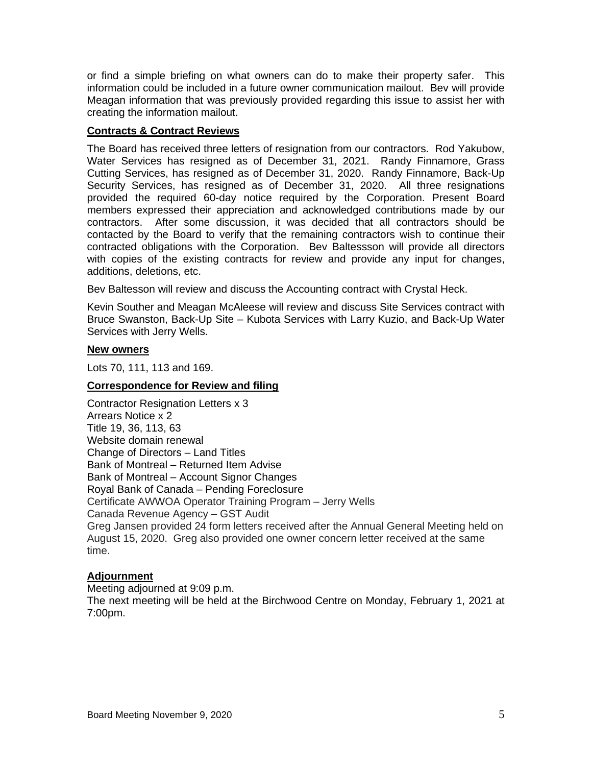or find a simple briefing on what owners can do to make their property safer. This information could be included in a future owner communication mailout. Bev will provide Meagan information that was previously provided regarding this issue to assist her with creating the information mailout.

**Contracts & Contract Reviews**

The Board has received three letters of resignation from our contractors. Rod Yakubow, Water Services has resigned as of December 31, 2021. Randy Finnamore, Grass Cutting Services, has resigned as of December 31, 2020. Randy Finnamore, Back-Up Security Services, has resigned as of December 31, 2020. All three resignations provided the required 60-day notice required by the Corporation. Present Board members expressed their appreciation and acknowledged contributions made by our contractors. After some discussion, it was decided that all contractors should be contacted by the Board to verify that the remaining contractors wish to continue their contracted obligations with the Corporation. Bev Baltessson will provide all directors with copies of the existing contracts for review and provide any input for changes, additions, deletions, etc.

Bev Baltesson will review and discuss the Accounting contract with Crystal Heck.

Kevin Souther and Meagan McAleese will review and discuss Site Services contract with Bruce Swanston, Back-Up Site – Kubota Services with Larry Kuzio, and Back-Up Water Services with Jerry Wells.

**New owners**

Lots 70, 111, 113 and 169.

**Correspondence for Review and filing**

Contractor Resignation Letters x 3
Arrears Notice x 2
Title 19, 36, 113, 63
Website domain renewal
Change of Directors – Land Titles
Bank of Montreal – Returned Item Advise
Bank of Montreal – Account Signor Changes
Royal Bank of Canada – Pending Foreclosure
Certificate AWWOA Operator Training Program – Jerry Wells
Canada Revenue Agency – GST Audit
Greg Jansen provided 24 form letters received after the Annual General Meeting held on August 15, 2020. Greg also provided one owner concern letter received at the same time.

**Adjournment**

Meeting adjourned at 9:09 p.m.
The next meeting will be held at the Birchwood Centre on Monday, February 1, 2021 at 7:00pm.